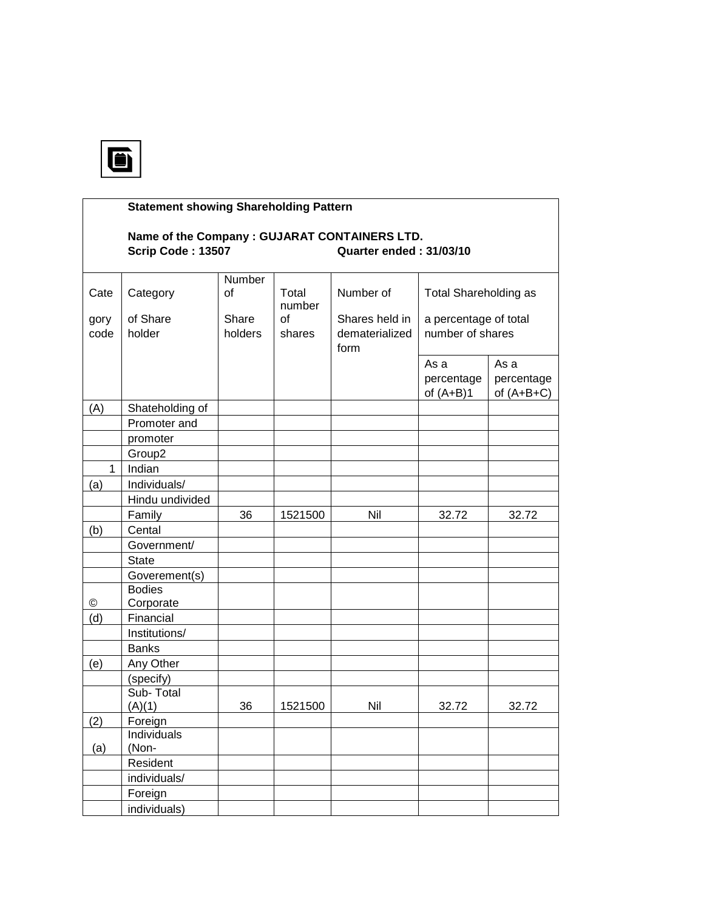**Statement showing Shareholding Pattern**

**Name of the Company : GUJARAT CONTAINERS LTD.**
**Scrip Code : 13507 Quarter ended : 31/03/10**

| Category code | Category of Share holder | Number of Share holders | Total number of shares | Number of Shares held in dematerialized form | Total Shareholding as a percentage of total number of shares | |
|---|---|---|---|---|---|---|
| | | | | | As a percentage of (A+B)1 | As a percentage of (A+B+C) |
| (A) | Shateholding of Promoter and promoter Group2 | | | | | |
| 1 | Indian | | | | | |
| (a) | Individuals/ Hindu undivided Family | 36 | 1521500 | Nil | 32.72 | 32.72 |
| (b) | Cental Government/ State Goverement(s) | | | | | |
| © | Bodies Corporate | | | | | |
| (d) | Financial Institutions/ Banks | | | | | |
| (e) | Any Other (specify) | | | | | |
| | Sub- Total (A)(1) | 36 | 1521500 | Nil | 32.72 | 32.72 |
| (2) | Foreign | | | | | |
| (a) | Individuals (Non-Resident individuals/ Foreign individuals) | | | | | |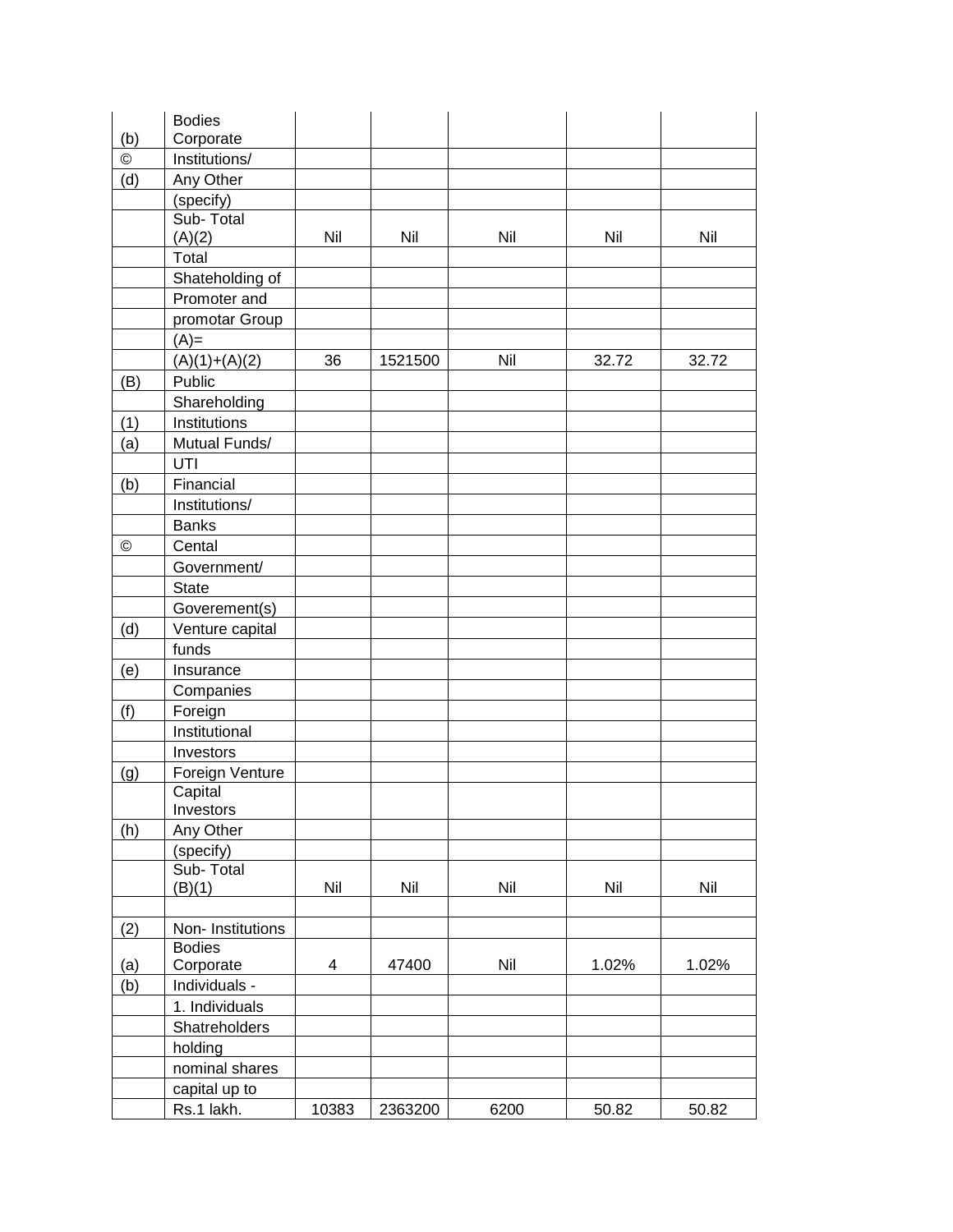| | | | | | | |
|---|---|---|---|---|---|---|
| (b) | Bodies Corporate | | | | | |
| © | Institutions/ | | | | | |
| (d) | Any Other | | | | | |
| | (specify) | | | | | |
| | Sub- Total (A)(2) | Nil | Nil | Nil | Nil | Nil |
| | Total | | | | | |
| | Shateholding of | | | | | |
| | Promoter and | | | | | |
| | promotar Group | | | | | |
| | (A)= | | | | | |
| | (A)(1)+(A)(2) | 36 | 1521500 | Nil | 32.72 | 32.72 |
| (B) | Public | | | | | |
| | Shareholding | | | | | |
| (1) | Institutions | | | | | |
| (a) | Mutual Funds/ | | | | | |
| | UTI | | | | | |
| (b) | Financial | | | | | |
| | Institutions/ | | | | | |
| | Banks | | | | | |
| © | Cental | | | | | |
| | Government/ | | | | | |
| | State | | | | | |
| | Goverement(s) | | | | | |
| (d) | Venture capital | | | | | |
| | funds | | | | | |
| (e) | Insurance | | | | | |
| | Companies | | | | | |
| (f) | Foreign | | | | | |
| | Institutional | | | | | |
| | Investors | | | | | |
| (g) | Foreign Venture | | | | | |
| | Capital Investors | | | | | |
| (h) | Any Other | | | | | |
| | (specify) | | | | | |
| | Sub- Total (B)(1) | Nil | Nil | Nil | Nil | Nil |
| | | | | | | |
| (2) | Non- Institutions | | | | | |
| (a) | Bodies Corporate | 4 | 47400 | Nil | 1.02% | 1.02% |
| (b) | Individuals - | | | | | |
| | 1. Individuals | | | | | |
| | Shatreholders | | | | | |
| | holding | | | | | |
| | nominal shares | | | | | |
| | capital up to | | | | | |
| | Rs.1 lakh. | 10383 | 2363200 | 6200 | 50.82 | 50.82 |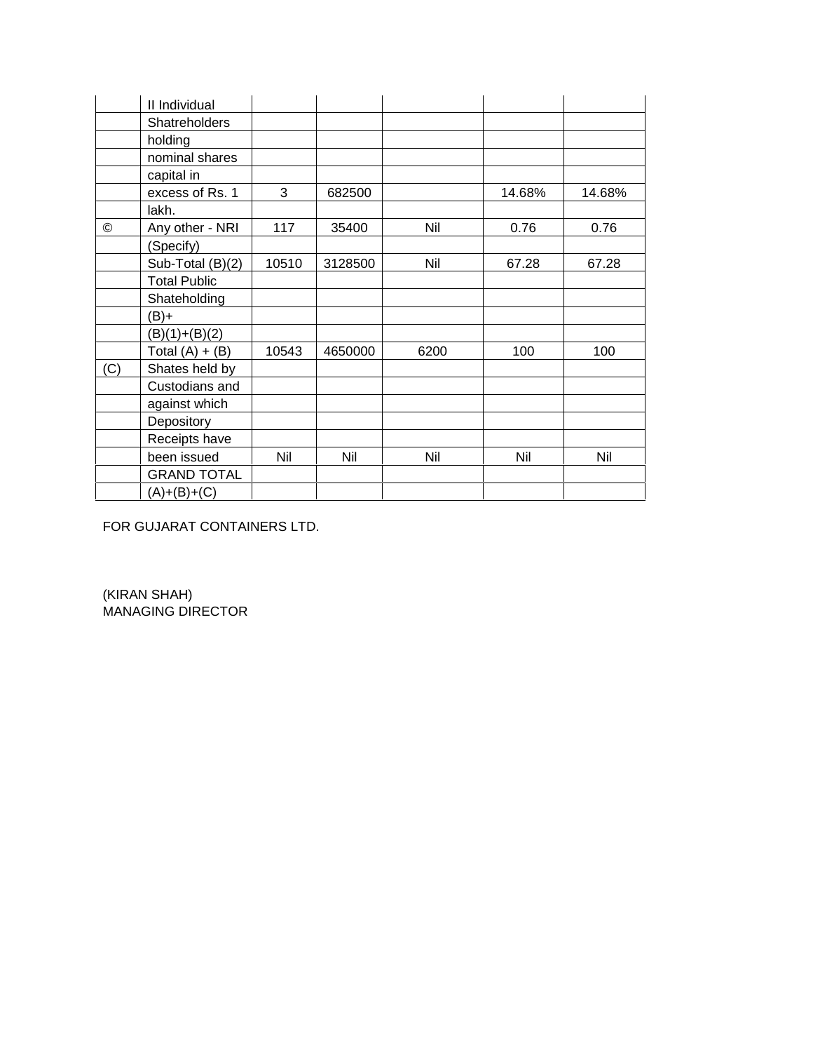| | | | | | | |
|---|---|---|---|---|---|---|
| | II Individual Shatreholders holding nominal shares capital in excess of Rs. 1 lakh. | 3 | 682500 | | 14.68% | 14.68% |
| © | Any other - NRI (Specify) | 117 | 35400 | Nil | 0.76 | 0.76 |
| | Sub-Total (B)(2) | 10510 | 3128500 | Nil | 67.28 | 67.28 |
| | Total Public Shateholding (B)+ (B)(1)+(B)(2) | | | | | |
| | Total (A) + (B) | 10543 | 4650000 | 6200 | 100 | 100 |
| (C) | Shates held by Custodians and against which Depository Receipts have been issued | Nil | Nil | Nil | Nil | Nil |
| | GRAND TOTAL (A)+(B)+(C) | | | | | |

FOR GUJARAT CONTAINERS LTD.

(KIRAN SHAH)
MANAGING DIRECTOR